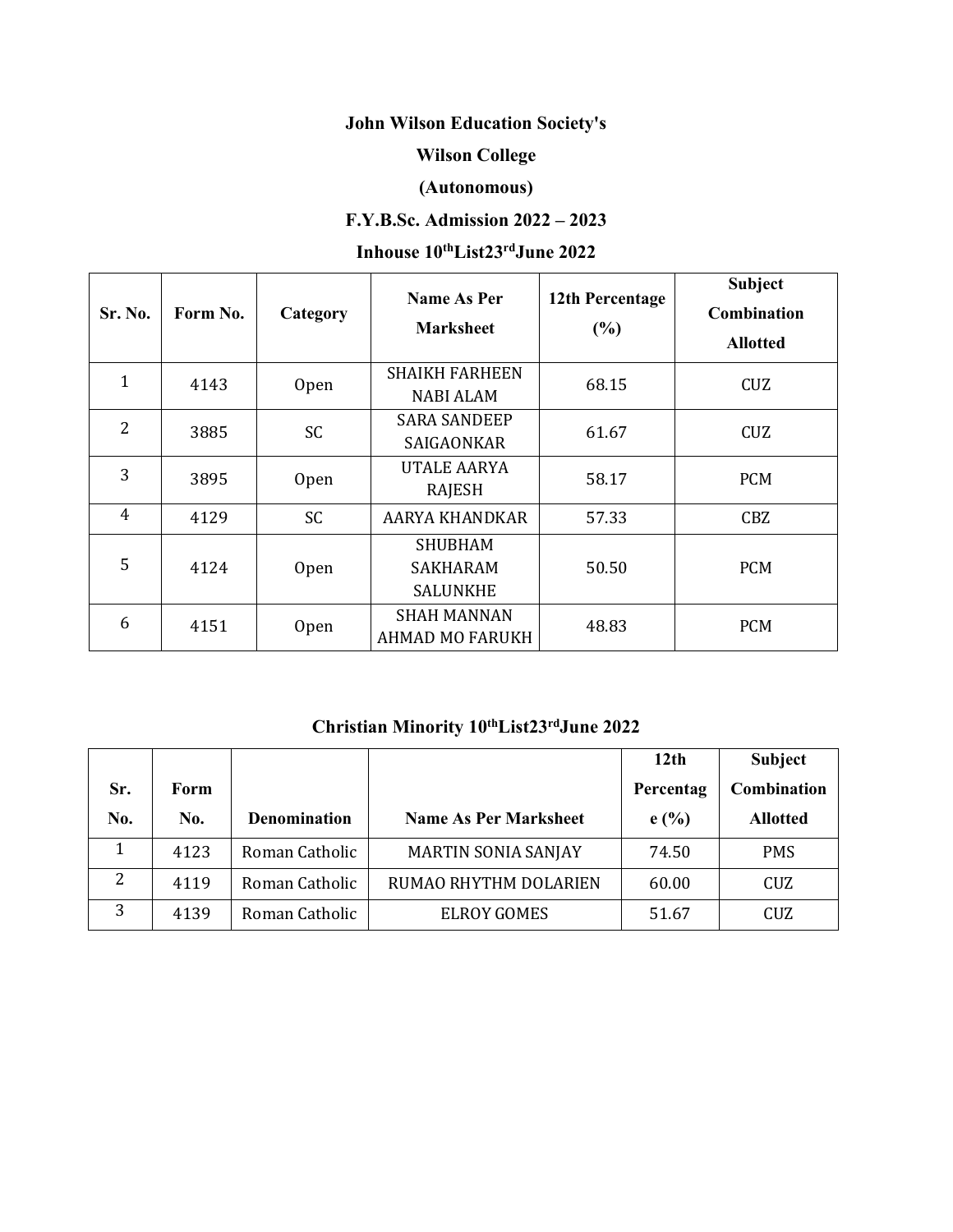**John Wilson Education Society's**

**Wilson College**

**(Autonomous)**

**F.Y.B.Sc. Admission 2022 – 2023**

**Inhouse 10thList23rdJune 2022**

| Sr. No. | Form No. | Category | Name As Per Marksheet | 12th Percentage (%) | Subject Combination Allotted |
|---|---|---|---|---|---|
| 1 | 4143 | Open | SHAIKH FARHEEN NABI ALAM | 68.15 | CUZ |
| 2 | 3885 | SC | SARA SANDEEP SAIGAONKAR | 61.67 | CUZ |
| 3 | 3895 | Open | UTALE AARYA RAJESH | 58.17 | PCM |
| 4 | 4129 | SC | AARYA KHANDKAR | 57.33 | CBZ |
| 5 | 4124 | Open | SHUBHAM SAKHARAM SALUNKHE | 50.50 | PCM |
| 6 | 4151 | Open | SHAH MANNAN AHMAD MO FARUKH | 48.83 | PCM |

**Christian Minority 10thList23rdJune 2022**

| Sr. No. | Form No. | Denomination | Name As Per Marksheet | 12th Percentage (%) | Subject Combination Allotted |
|---|---|---|---|---|---|
| 1 | 4123 | Roman Catholic | MARTIN SONIA SANJAY | 74.50 | PMS |
| 2 | 4119 | Roman Catholic | RUMAO RHYTHM DOLARIEN | 60.00 | CUZ |
| 3 | 4139 | Roman Catholic | ELROY GOMES | 51.67 | CUZ |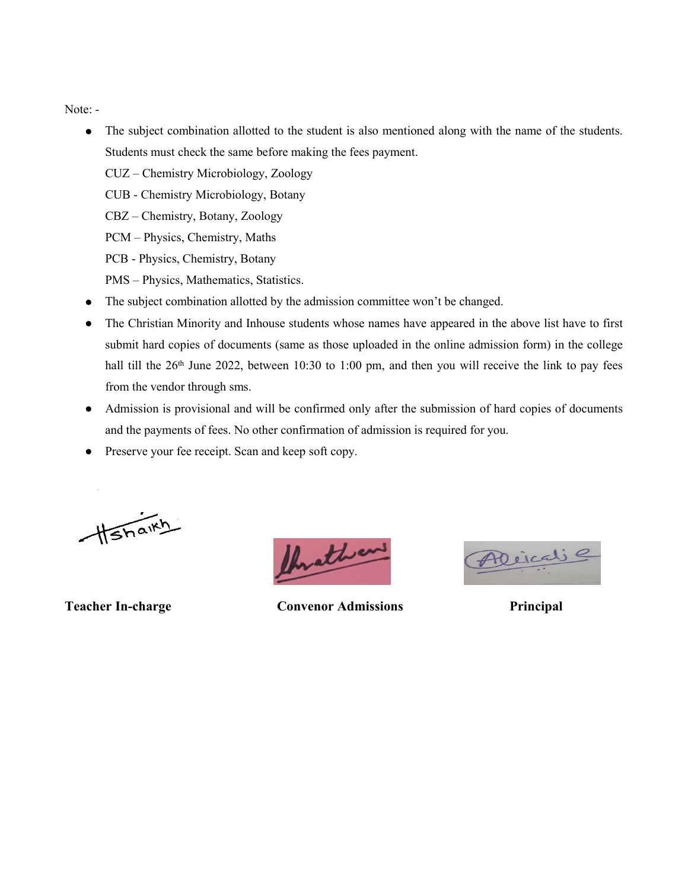Note: -

- The subject combination allotted to the student is also mentioned along with the name of the students. Students must check the same before making the fees payment.
  
  CUZ – Chemistry Microbiology, Zoology
  
  CUB - Chemistry Microbiology, Botany
  
  CBZ – Chemistry, Botany, Zoology
  
  PCM – Physics, Chemistry, Maths
  
  PCB - Physics, Chemistry, Botany
  
  PMS – Physics, Mathematics, Statistics.
- The subject combination allotted by the admission committee won't be changed.
- The Christian Minority and Inhouse students whose names have appeared in the above list have to first submit hard copies of documents (same as those uploaded in the online admission form) in the college hall till the 26th June 2022, between 10:30 to 1:00 pm, and then you will receive the link to pay fees from the vendor through sms.
- Admission is provisional and will be confirmed only after the submission of hard copies of documents and the payments of fees. No other confirmation of admission is required for you.
- Preserve your fee receipt. Scan and keep soft copy.

**Teacher In-charge** **Convenor Admissions** **Principal**